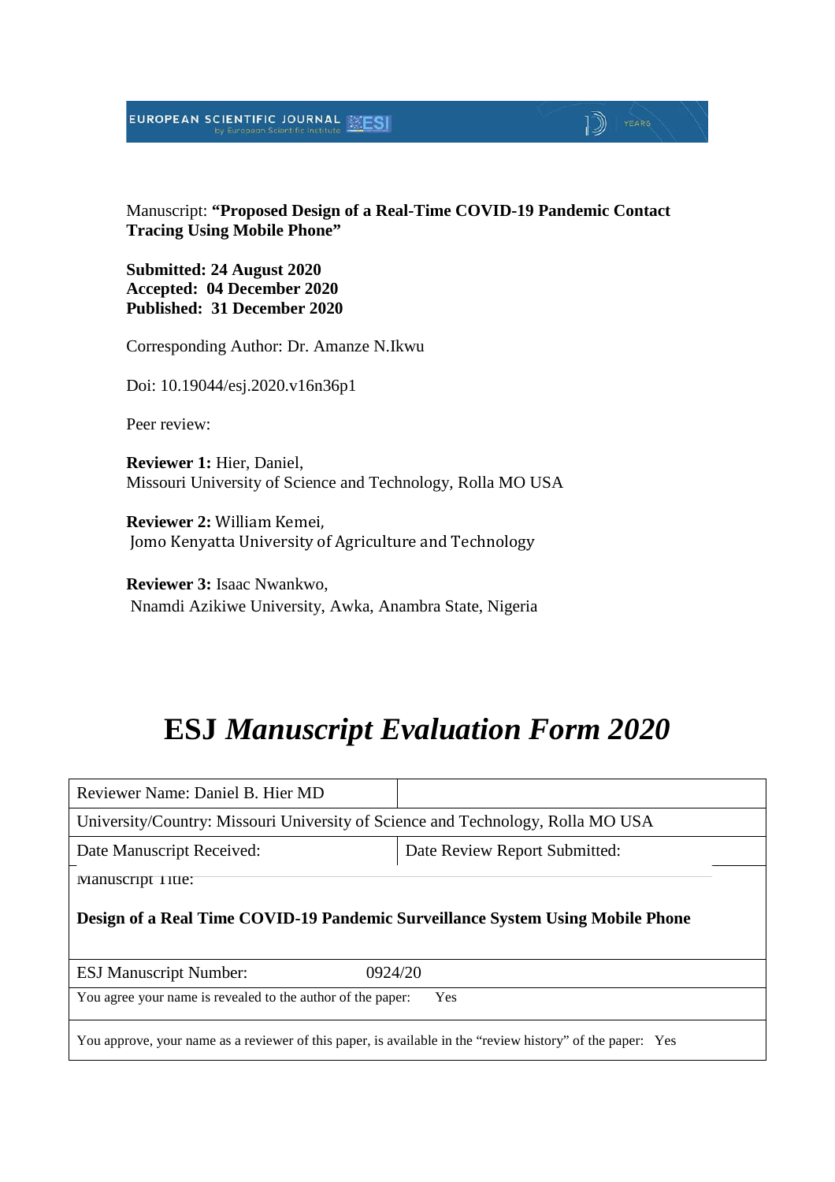Manuscript: **"Proposed Design of a Real-Time COVID-19 Pandemic Contact Tracing Using Mobile Phone"**

**Submitted: 24 August 2020**
**Accepted: 04 December 2020**
**Published: 31 December 2020**

Corresponding Author: Dr. Amanze N.Ikwu

Doi: 10.19044/esj.2020.v16n36p1

Peer review:

**Reviewer 1:** Hier, Daniel,
Missouri University of Science and Technology, Rolla MO USA

**Reviewer 2:** William Kemei,
Jomo Kenyatta University of Agriculture and Technology

**Reviewer 3:** Isaac Nwankwo,
Nnambi Azikiwe University, Awka, Anambra State, Nigeria

# ESJ *Manuscript Evaluation Form 2020*

| Reviewer Name: Daniel B. Hier MD | |
|---|---|
| University/Country: Missouri University of Science and Technology, Rolla MO USA | |
| Date Manuscript Received: | Date Review Report Submitted: |
| Manuscript Title: **Design of a Real Time COVID-19 Pandemic Surveillance System Using Mobile Phone** | |
| ESJ Manuscript Number: 0924/20 | |
| You agree your name is revealed to the author of the paper: Yes | |
| You approve, your name as a reviewer of this paper, is available in the "review history" of the paper: Yes | |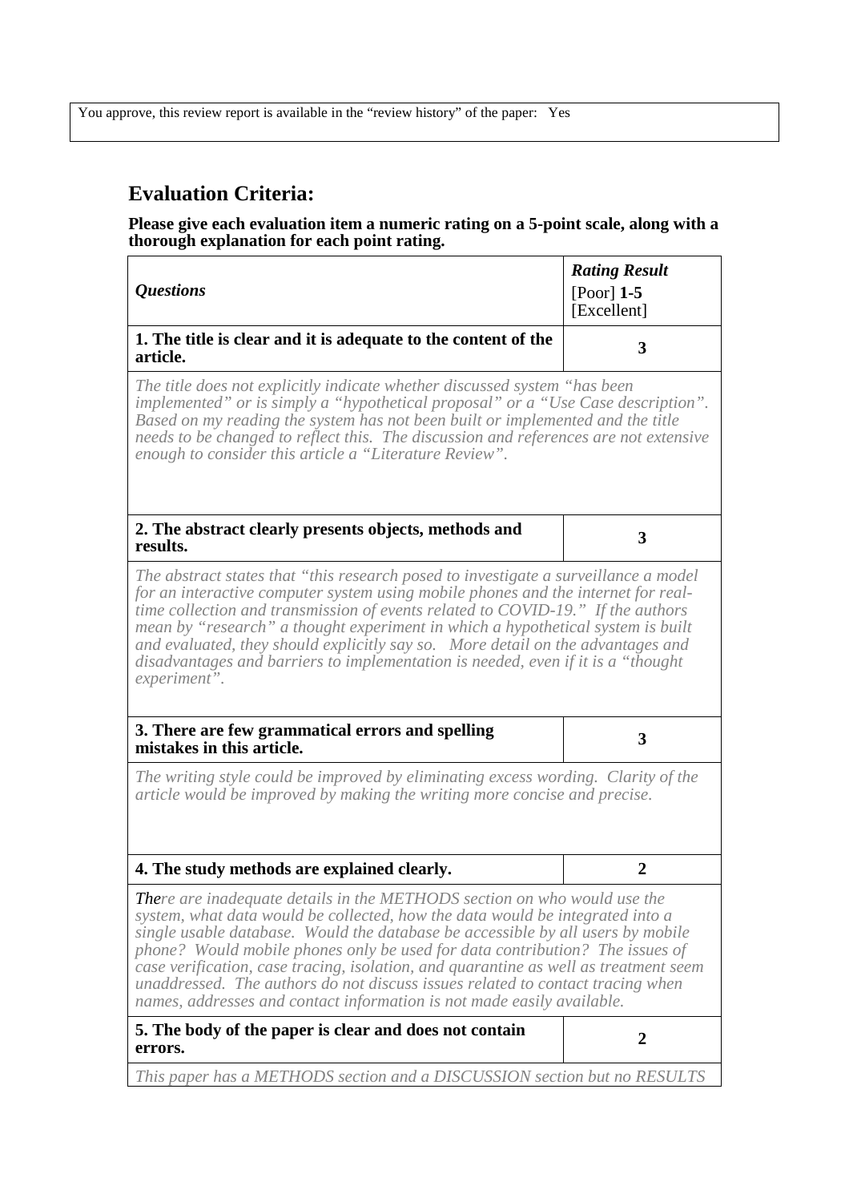| You approve, this review report is available in the "review history" of the paper: Yes |
|---|

## Evaluation Criteria:

**Please give each evaluation item a numeric rating on a 5-point scale, along with a thorough explanation for each point rating.**

| ***Questions*** | ***Rating Result*** [Poor] **1-5** [Excellent] |
|---|---|
| **1. The title is clear and it is adequate to the content of the article.** | **3** |
| *The title does not explicitly indicate whether discussed system "has been implemented" or is simply a "hypothetical proposal" or a "Use Case description". Based on my reading the system has not been built or implemented and the title needs to be changed to reflect this. The discussion and references are not extensive enough to consider this article a "Literature Review".* | |
| **2. The abstract clearly presents objects, methods and results.** | **3** |
| *The abstract states that "this research posed to investigate a surveillance a model for an interactive computer system using mobile phones and the internet for real-time collection and transmission of events related to COVID-19." If the authors mean by "research" a thought experiment in which a hypothetical system is built and evaluated, they should explicitly say so. More detail on the advantages and disadvantages and barriers to implementation is needed, even if it is a "thought experiment".* | |
| **3. There are few grammatical errors and spelling mistakes in this article.** | **3** |
| *The writing style could be improved by eliminating excess wording. Clarity of the article would be improved by making the writing more concise and precise.* | |
| **4. The study methods are explained clearly.** | **2** |
| ***The**re are inadequate details in the METHODS section on who would use the system, what data would be collected, how the data would be integrated into a single usable database. Would the database be accessible by all users by mobile phone? Would mobile phones only be used for data contribution? The issues of case verification, case tracing, isolation, and quarantine as well as treatment seem unaddressed. The authors do not discuss issues related to contact tracing when names, addresses and contact information is not made easily available.* | |
| **5. The body of the paper is clear and does not contain errors.** | **2** |
| *This paper has a METHODS section and a DISCUSSION section but no RESULTS* | |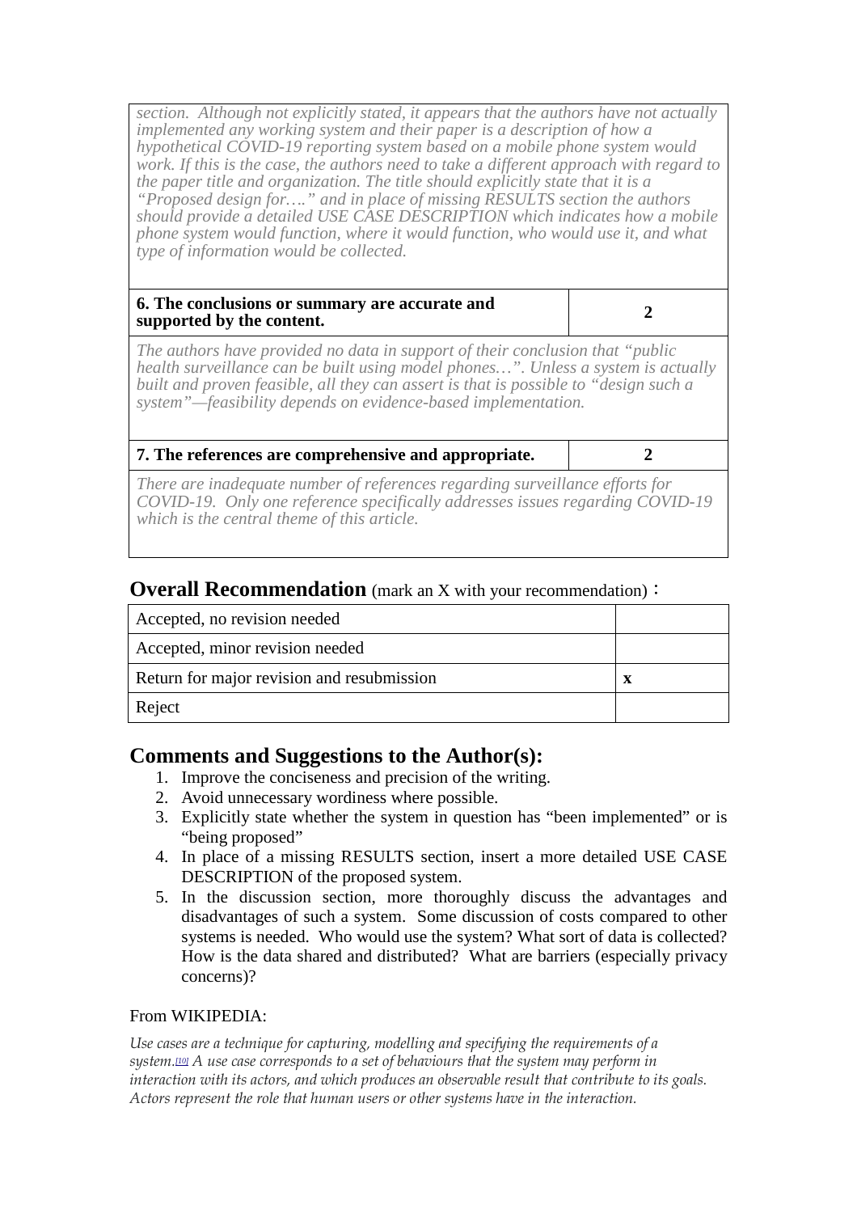*section. Although not explicitly stated, it appears that the authors have not actually implemented any working system and their paper is a description of how a hypothetical COVID-19 reporting system based on a mobile phone system would work. If this is the case, the authors need to take a different approach with regard to the paper title and organization. The title should explicitly state that it is a "Proposed design for…." and in place of missing RESULTS section the authors should provide a detailed USE CASE DESCRIPTION which indicates how a mobile phone system would function, where it would function, who would use it, and what type of information would be collected.*

| **6. The conclusions or summary are accurate and supported by the content.** | **2** |
| --- | --- |
| *The authors have provided no data in support of their conclusion that "public health surveillance can be built using model phones…". Unless a system is actually built and proven feasible, all they can assert is that is possible to "design such a system"—feasibility depends on evidence-based implementation.* | |

| **7. The references are comprehensive and appropriate.** | **2** |
| --- | --- |
| *There are inadequate number of references regarding surveillance efforts for COVID-19. Only one reference specifically addresses issues regarding COVID-19 which is the central theme of this article.* | |

## Overall Recommendation (mark an X with your recommendation)：

| | |
| --- | --- |
| Accepted, no revision needed | |
| Accepted, minor revision needed | |
| Return for major revision and resubmission | **x** |
| Reject | |

## Comments and Suggestions to the Author(s):

1. Improve the conciseness and precision of the writing.
2. Avoid unnecessary wordiness where possible.
3. Explicitly state whether the system in question has "been implemented" or is "being proposed"
4. In place of a missing RESULTS section, insert a more detailed USE CASE DESCRIPTION of the proposed system.
5. In the discussion section, more thoroughly discuss the advantages and disadvantages of such a system. Some discussion of costs compared to other systems is needed. Who would use the system? What sort of data is collected? How is the data shared and distributed? What are barriers (especially privacy concerns)?

From WIKIPEDIA:

*Use cases are a technique for capturing, modelling and specifying the requirements of a system.[10] A use case corresponds to a set of behaviours that the system may perform in interaction with its actors, and which produces an observable result that contribute to its goals. Actors represent the role that human users or other systems have in the interaction.*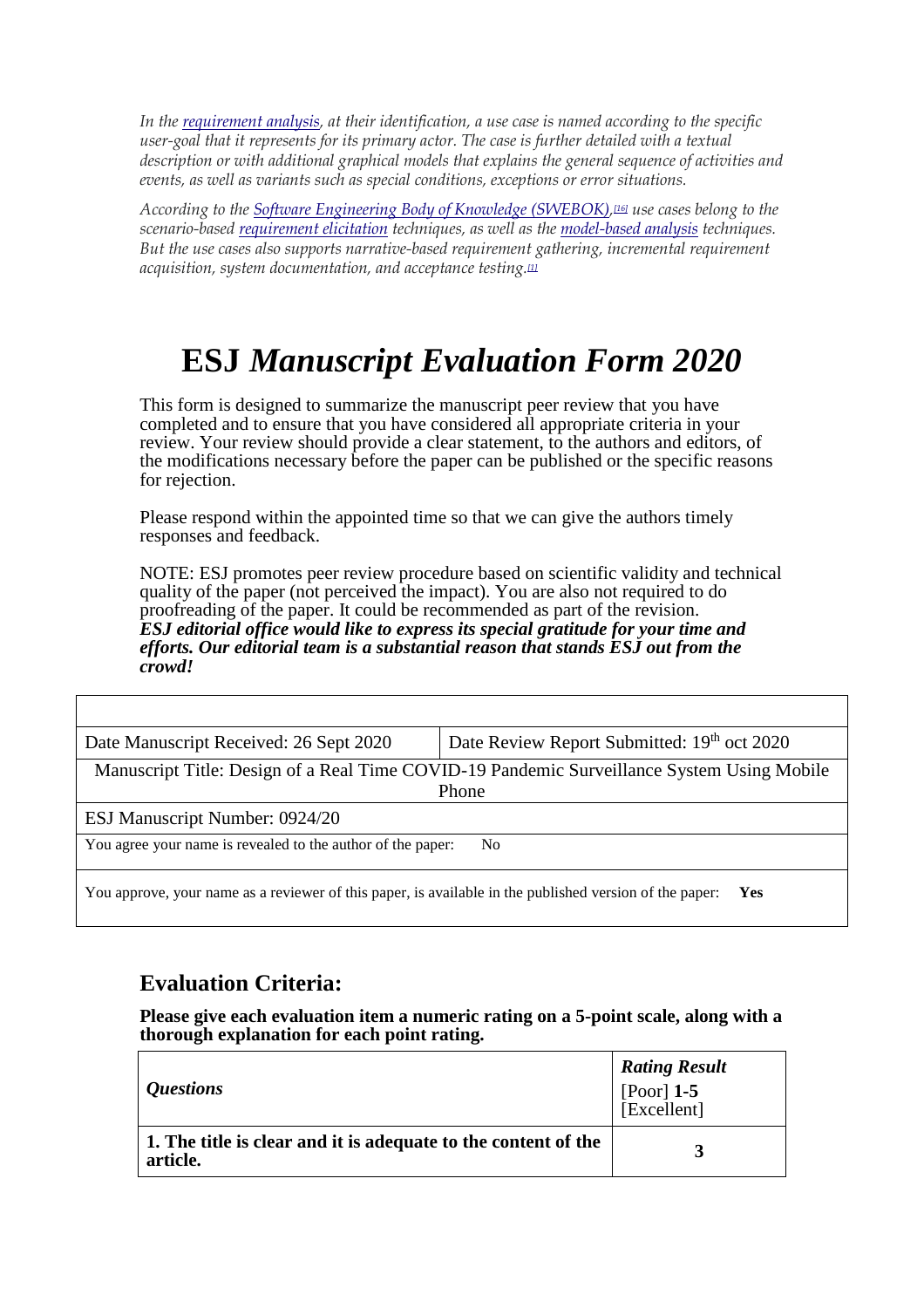*In the [requirement analysis](), at their identification, a use case is named according to the specific user-goal that it represents for its primary actor. The case is further detailed with a textual description or with additional graphical models that explains the general sequence of activities and events, as well as variants such as special conditions, exceptions or error situations.*

*According to the [Software Engineering Body of Knowledge (SWEBOK)](),[16] use cases belong to the scenario-based [requirement elicitation]() techniques, as well as the [model-based analysis]() techniques. But the use cases also supports narrative-based requirement gathering, incremental requirement acquisition, system documentation, and acceptance testing.[1]*

# ESJ *Manuscript Evaluation Form 2020*

This form is designed to summarize the manuscript peer review that you have completed and to ensure that you have considered all appropriate criteria in your review. Your review should provide a clear statement, to the authors and editors, of the modifications necessary before the paper can be published or the specific reasons for rejection.

Please respond within the appointed time so that we can give the authors timely responses and feedback.

NOTE: ESJ promotes peer review procedure based on scientific validity and technical quality of the paper (not perceived the impact). You are also not required to do proofreading of the paper. It could be recommended as part of the revision.
***ESJ editorial office would like to express its special gratitude for your time and efforts. Our editorial team is a substantial reason that stands ESJ out from the crowd!***

| | |
|---|---|
| Date Manuscript Received: 26 Sept 2020 | Date Review Report Submitted: 19th oct 2020 |
| Manuscript Title: Design of a Real Time COVID-19 Pandemic Surveillance System Using Mobile Phone | |
| ESJ Manuscript Number: 0924/20 | |
| You agree your name is revealed to the author of the paper: No | |
| You approve, your name as a reviewer of this paper, is available in the published version of the paper: **Yes** | |

## Evaluation Criteria:

**Please give each evaluation item a numeric rating on a 5-point scale, along with a thorough explanation for each point rating.**

| ***Questions*** | ***Rating Result*** [Poor] **1-5** [Excellent] |
|---|---|
| **1. The title is clear and it is adequate to the content of the article.** | **3** |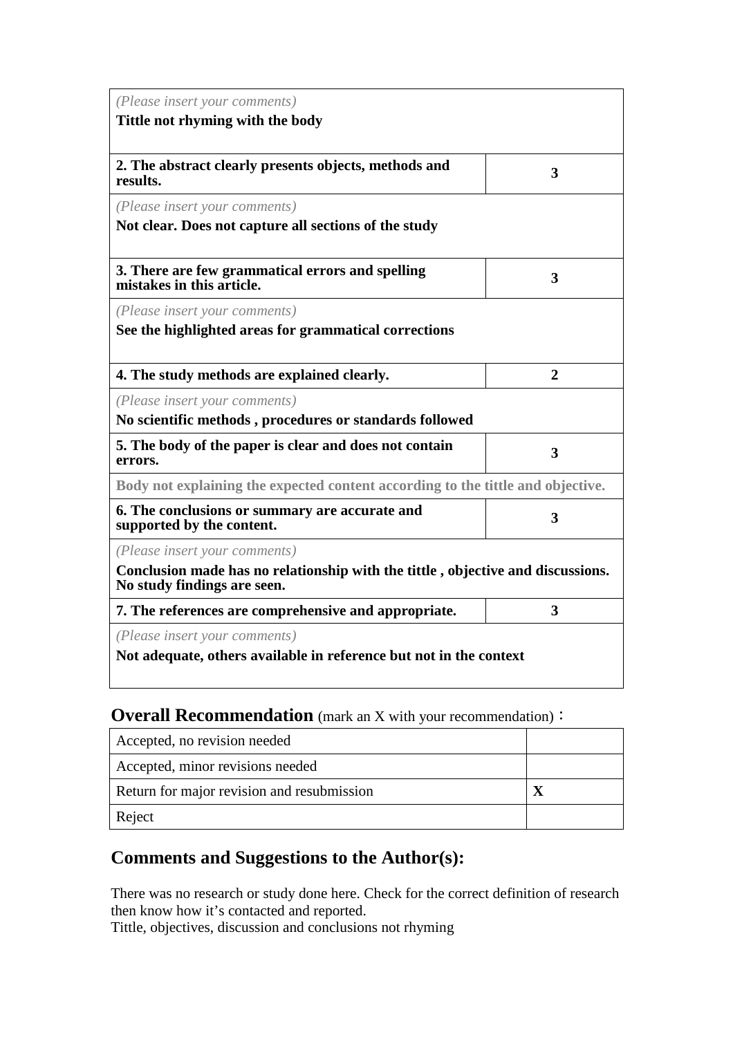| *(Please insert your comments)* **Tittle not rhyming with the body** | |
|---|---|
| **2. The abstract clearly presents objects, methods and results.** | **3** |
| *(Please insert your comments)* **Not clear. Does not capture all sections of the study** | |
| **3. There are few grammatical errors and spelling mistakes in this article.** | **3** |
| *(Please insert your comments)* **See the highlighted areas for grammatical corrections** | |
| **4. The study methods are explained clearly.** | **2** |
| *(Please insert your comments)* **No scientific methods , procedures or standards followed** | |
| **5. The body of the paper is clear and does not contain errors.** | **3** |
| **Body not explaining the expected content according to the tittle and objective.** | |
| **6. The conclusions or summary are accurate and supported by the content.** | **3** |
| *(Please insert your comments)* **Conclusion made has no relationship with the tittle , objective and discussions. No study findings are seen.** | |
| **7. The references are comprehensive and appropriate.** | **3** |
| *(Please insert your comments)* **Not adequate, others available in reference but not in the context** | |

## **Overall Recommendation** (mark an X with your recommendation)：

| Recommendation | |
|---|---|
| Accepted, no revision needed | |
| Accepted, minor revisions needed | |
| Return for major revision and resubmission | **X** |
| Reject | |

## Comments and Suggestions to the Author(s):

There was no research or study done here. Check for the correct definition of research then know how it's contacted and reported.
Tittle, objectives, discussion and conclusions not rhyming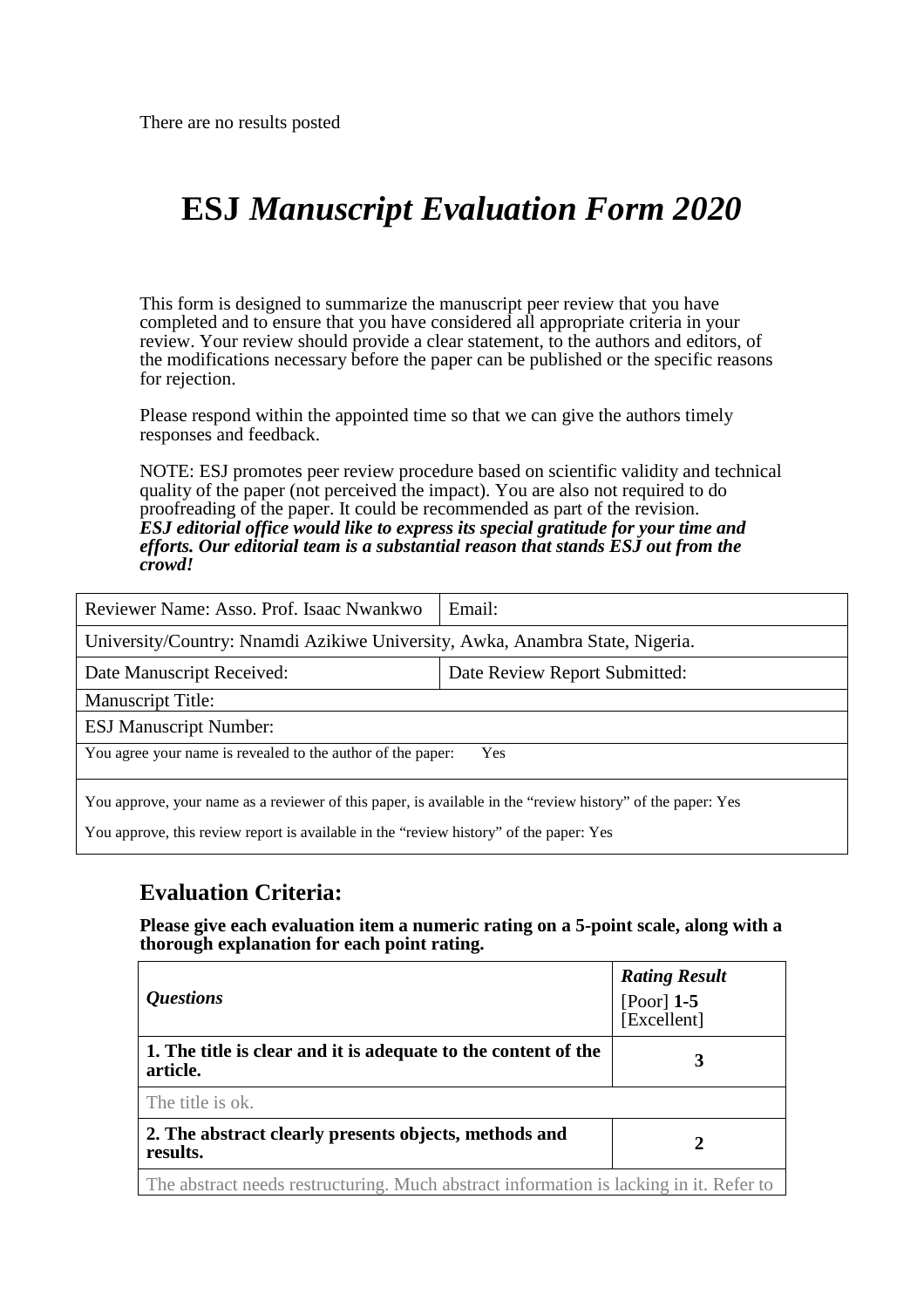There are no results posted

# ESJ *Manuscript Evaluation Form 2020*

This form is designed to summarize the manuscript peer review that you have completed and to ensure that you have considered all appropriate criteria in your review. Your review should provide a clear statement, to the authors and editors, of the modifications necessary before the paper can be published or the specific reasons for rejection.

Please respond within the appointed time so that we can give the authors timely responses and feedback.

NOTE: ESJ promotes peer review procedure based on scientific validity and technical quality of the paper (not perceived the impact). You are also not required to do proofreading of the paper. It could be recommended as part of the revision.
***ESJ editorial office would like to express its special gratitude for your time and efforts. Our editorial team is a substantial reason that stands ESJ out from the crowd!***

| Reviewer Name: Asso. Prof. Isaac Nwankwo | Email: |
|---|---|
| University/Country: Nnamdi Azikiwe University, Awka, Anambra State, Nigeria. | |
| Date Manuscript Received: | Date Review Report Submitted: |
| Manuscript Title: | |
| ESJ Manuscript Number: | |
| You agree your name is revealed to the author of the paper: Yes | |
| You approve, your name as a reviewer of this paper, is available in the "review history" of the paper: Yes<br>You approve, this review report is available in the "review history" of the paper: Yes | |

## Evaluation Criteria:

**Please give each evaluation item a numeric rating on a 5-point scale, along with a thorough explanation for each point rating.**

| *Questions* | ***Rating Result*** [Poor] **1-5** [Excellent] |
|---|---|
| **1. The title is clear and it is adequate to the content of the article.** | **3** |
| The title is ok. | |
| **2. The abstract clearly presents objects, methods and results.** | **2** |
| The abstract needs restructuring. Much abstract information is lacking in it. Refer to | |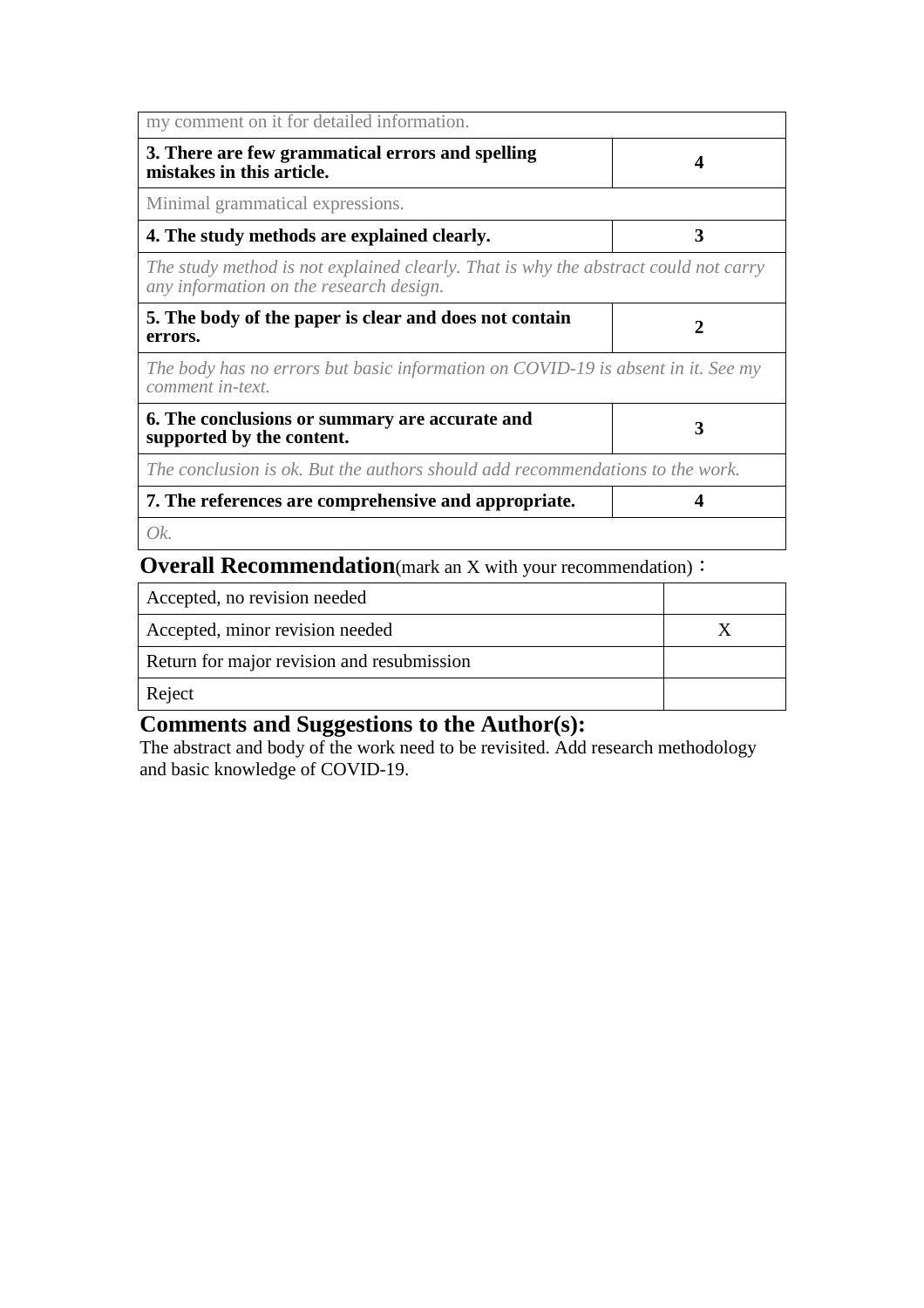| | |
|---|---|
| my comment on it for detailed information. | |
| **3. There are few grammatical errors and spelling mistakes in this article.** | **4** |
| Minimal grammatical expressions. | |
| **4. The study methods are explained clearly.** | **3** |
| *The study method is not explained clearly. That is why the abstract could not carry any information on the research design.* | |
| **5. The body of the paper is clear and does not contain errors.** | **2** |
| *The body has no errors but basic information on COVID-19 is absent in it. See my comment in-text.* | |
| **6. The conclusions or summary are accurate and supported by the content.** | **3** |
| *The conclusion is ok. But the authors should add recommendations to the work.* | |
| **7. The references are comprehensive and appropriate.** | **4** |
| *Ok.* | |

## Overall Recommendation(mark an X with your recommendation)：

| | |
|---|---|
| Accepted, no revision needed | |
| Accepted, minor revision needed | X |
| Return for major revision and resubmission | |
| Reject | |

## Comments and Suggestions to the Author(s):

The abstract and body of the work need to be revisited. Add research methodology and basic knowledge of COVID-19.